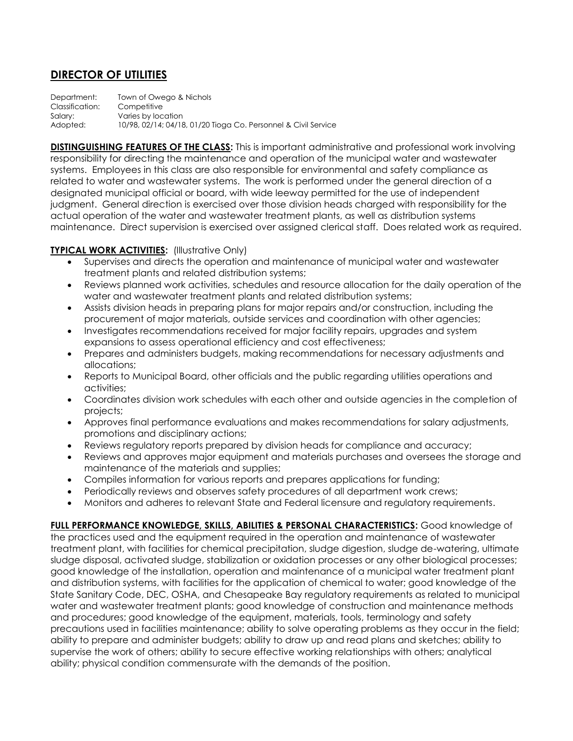# DIRECTOR OF UTILITIES

Department: Town of Owego & Nichols
Classification: Competitive
Salary: Varies by location
Adopted: 10/98, 02/14; 04/18, 01/20 Tioga Co. Personnel & Civil Service

**DISTINGUISHING FEATURES OF THE CLASS:** This is important administrative and professional work involving responsibility for directing the maintenance and operation of the municipal water and wastewater systems. Employees in this class are also responsible for environmental and safety compliance as related to water and wastewater systems. The work is performed under the general direction of a designated municipal official or board, with wide leeway permitted for the use of independent judgment. General direction is exercised over those division heads charged with responsibility for the actual operation of the water and wastewater treatment plants, as well as distribution systems maintenance. Direct supervision is exercised over assigned clerical staff. Does related work as required.

**TYPICAL WORK ACTIVITIES:** (Illustrative Only)

- Supervises and directs the operation and maintenance of municipal water and wastewater treatment plants and related distribution systems;
- Reviews planned work activities, schedules and resource allocation for the daily operation of the water and wastewater treatment plants and related distribution systems;
- Assists division heads in preparing plans for major repairs and/or construction, including the procurement of major materials, outside services and coordination with other agencies;
- Investigates recommendations received for major facility repairs, upgrades and system expansions to assess operational efficiency and cost effectiveness;
- Prepares and administers budgets, making recommendations for necessary adjustments and allocations;
- Reports to Municipal Board, other officials and the public regarding utilities operations and activities;
- Coordinates division work schedules with each other and outside agencies in the completion of projects;
- Approves final performance evaluations and makes recommendations for salary adjustments, promotions and disciplinary actions;
- Reviews regulatory reports prepared by division heads for compliance and accuracy;
- Reviews and approves major equipment and materials purchases and oversees the storage and maintenance of the materials and supplies;
- Compiles information for various reports and prepares applications for funding;
- Periodically reviews and observes safety procedures of all department work crews;
- Monitors and adheres to relevant State and Federal licensure and regulatory requirements.

**FULL PERFORMANCE KNOWLEDGE, SKILLS, ABILITIES & PERSONAL CHARACTERISTICS:** Good knowledge of the practices used and the equipment required in the operation and maintenance of wastewater treatment plant, with facilities for chemical precipitation, sludge digestion, sludge de-watering, ultimate sludge disposal, activated sludge, stabilization or oxidation processes or any other biological processes; good knowledge of the installation, operation and maintenance of a municipal water treatment plant and distribution systems, with facilities for the application of chemical to water; good knowledge of the State Sanitary Code, DEC, OSHA, and Chesapeake Bay regulatory requirements as related to municipal water and wastewater treatment plants; good knowledge of construction and maintenance methods and procedures; good knowledge of the equipment, materials, tools, terminology and safety precautions used in facilities maintenance; ability to solve operating problems as they occur in the field; ability to prepare and administer budgets; ability to draw up and read plans and sketches; ability to supervise the work of others; ability to secure effective working relationships with others; analytical ability; physical condition commensurate with the demands of the position.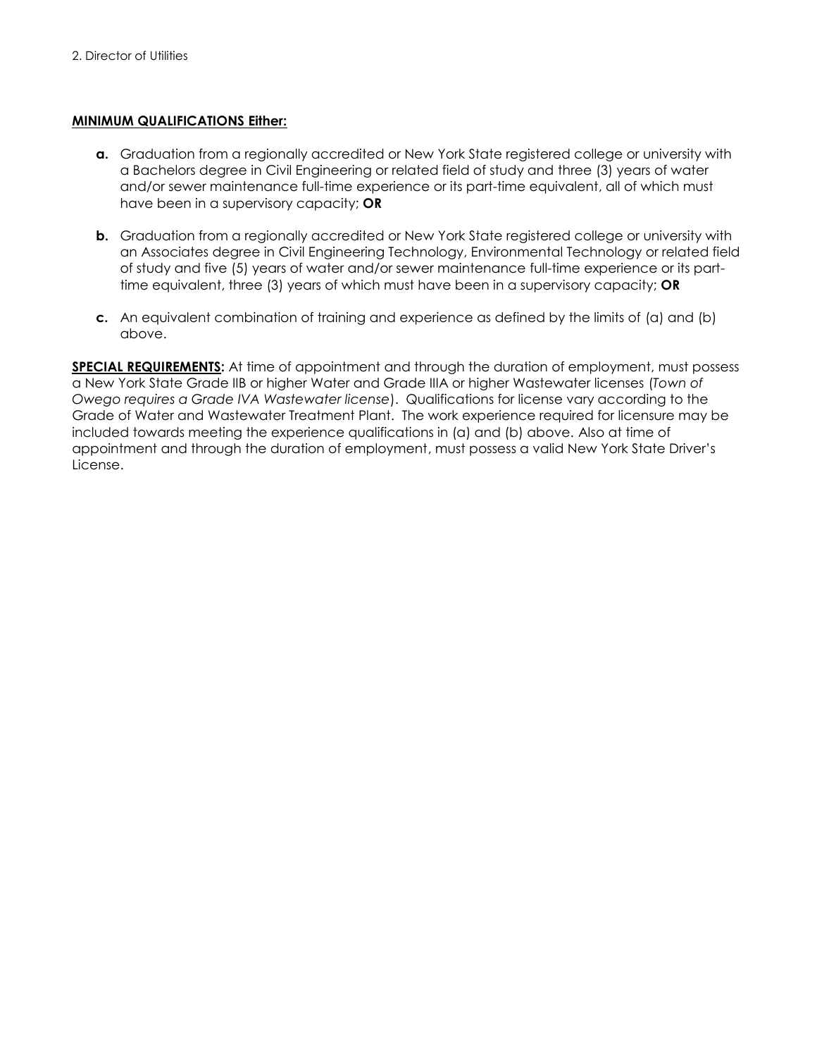**MINIMUM QUALIFICATIONS Either:**

- **a.** Graduation from a regionally accredited or New York State registered college or university with a Bachelors degree in Civil Engineering or related field of study and three (3) years of water and/or sewer maintenance full-time experience or its part-time equivalent, all of which must have been in a supervisory capacity; **OR**

- **b.** Graduation from a regionally accredited or New York State registered college or university with an Associates degree in Civil Engineering Technology, Environmental Technology or related field of study and five (5) years of water and/or sewer maintenance full-time experience or its part-time equivalent, three (3) years of which must have been in a supervisory capacity; **OR**

- **c.** An equivalent combination of training and experience as defined by the limits of (a) and (b) above.

**SPECIAL REQUIREMENTS:** At time of appointment and through the duration of employment, must possess a New York State Grade IIB or higher Water and Grade IIIA or higher Wastewater licenses (*Town of Owego requires a Grade IVA Wastewater license*). Qualifications for license vary according to the Grade of Water and Wastewater Treatment Plant. The work experience required for licensure may be included towards meeting the experience qualifications in (a) and (b) above. Also at time of appointment and through the duration of employment, must possess a valid New York State Driver's License.